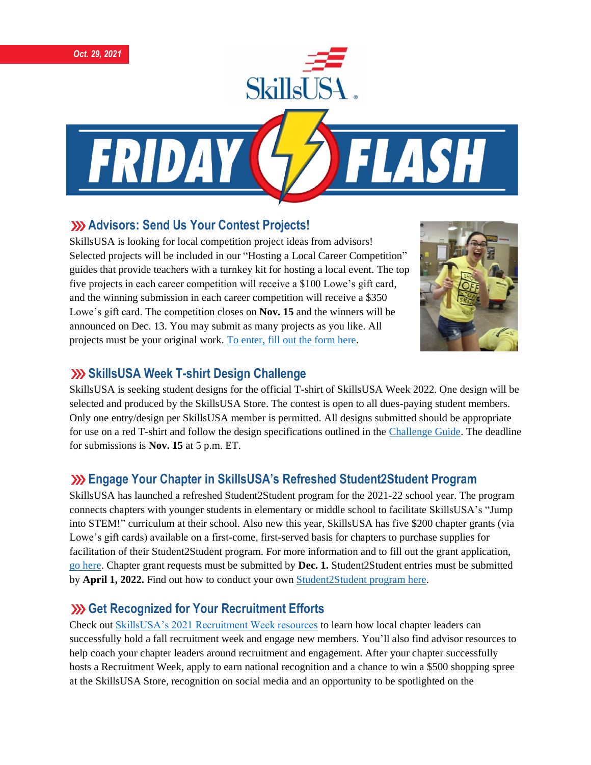*Oct. 29, 2021*

# SkillsUSA FRIDAY FLASH

## Advisors: Send Us Your Contest Projects!

SkillsUSA is looking for local competition project ideas from advisors! Selected projects will be included in our "Hosting a Local Career Competition" guides that provide teachers with a turnkey kit for hosting a local event. The top five projects in each career competition will receive a $100 Lowe's gift card, and the winning submission in each career competition will receive a $350 Lowe's gift card. The competition closes on **Nov. 15** and the winners will be announced on Dec. 13. You may submit as many projects as you like. All projects must be your original work. To enter, fill out the form here.

## SkillsUSA Week T-shirt Design Challenge

SkillsUSA is seeking student designs for the official T-shirt of SkillsUSA Week 2022. One design will be selected and produced by the SkillsUSA Store. The contest is open to all dues-paying student members. Only one entry/design per SkillsUSA member is permitted. All designs submitted should be appropriate for use on a red T-shirt and follow the design specifications outlined in the Challenge Guide. The deadline for submissions is **Nov. 15** at 5 p.m. ET.

## Engage Your Chapter in SkillsUSA's Refreshed Student2Student Program

SkillsUSA has launched a refreshed Student2Student program for the 2021-22 school year. The program connects chapters with younger students in elementary or middle school to facilitate SkillsUSA's "Jump into STEM!" curriculum at their school. Also new this year, SkillsUSA has five $200 chapter grants (via Lowe's gift cards) available on a first-come, first-served basis for chapters to purchase supplies for facilitation of their Student2Student program. For more information and to fill out the grant application, go here. Chapter grant requests must be submitted by **Dec. 1.** Student2Student entries must be submitted by **April 1, 2022.** Find out how to conduct your own Student2Student program here.

## Get Recognized for Your Recruitment Efforts

Check out SkillsUSA's 2021 Recruitment Week resources to learn how local chapter leaders can successfully hold a fall recruitment week and engage new members. You'll also find advisor resources to help coach your chapter leaders around recruitment and engagement. After your chapter successfully hosts a Recruitment Week, apply to earn national recognition and a chance to win a $500 shopping spree at the SkillsUSA Store, recognition on social media and an opportunity to be spotlighted on the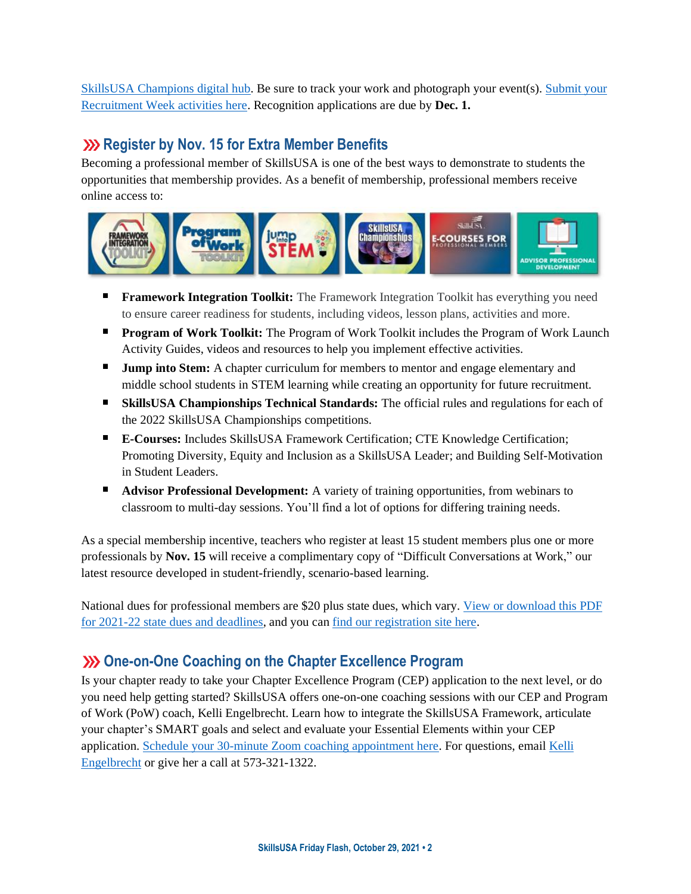SkillsUSA Champions digital hub. Be sure to track your work and photograph your event(s). Submit your Recruitment Week activities here. Recognition applications are due by **Dec. 1.**

## Register by Nov. 15 for Extra Member Benefits

Becoming a professional member of SkillsUSA is one of the best ways to demonstrate to students the opportunities that membership provides. As a benefit of membership, professional members receive online access to:

- **Framework Integration Toolkit:** The Framework Integration Toolkit has everything you need to ensure career readiness for students, including videos, lesson plans, activities and more.
- **Program of Work Toolkit:** The Program of Work Toolkit includes the Program of Work Launch Activity Guides, videos and resources to help you implement effective activities.
- **Jump into Stem:** A chapter curriculum for members to mentor and engage elementary and middle school students in STEM learning while creating an opportunity for future recruitment.
- **SkillsUSA Championships Technical Standards:** The official rules and regulations for each of the 2022 SkillsUSA Championships competitions.
- **E-Courses:** Includes SkillsUSA Framework Certification; CTE Knowledge Certification; Promoting Diversity, Equity and Inclusion as a SkillsUSA Leader; and Building Self-Motivation in Student Leaders.
- **Advisor Professional Development:** A variety of training opportunities, from webinars to classroom to multi-day sessions. You'll find a lot of options for differing training needs.

As a special membership incentive, teachers who register at least 15 student members plus one or more professionals by **Nov. 15** will receive a complimentary copy of "Difficult Conversations at Work," our latest resource developed in student-friendly, scenario-based learning.

National dues for professional members are $20 plus state dues, which vary. View or download this PDF for 2021-22 state dues and deadlines, and you can find our registration site here.

## One-on-One Coaching on the Chapter Excellence Program

Is your chapter ready to take your Chapter Excellence Program (CEP) application to the next level, or do you need help getting started? SkillsUSA offers one-on-one coaching sessions with our CEP and Program of Work (PoW) coach, Kelli Engelbrecht. Learn how to integrate the SkillsUSA Framework, articulate your chapter's SMART goals and select and evaluate your Essential Elements within your CEP application. Schedule your 30-minute Zoom coaching appointment here. For questions, email Kelli Engelbrecht or give her a call at 573-321-1322.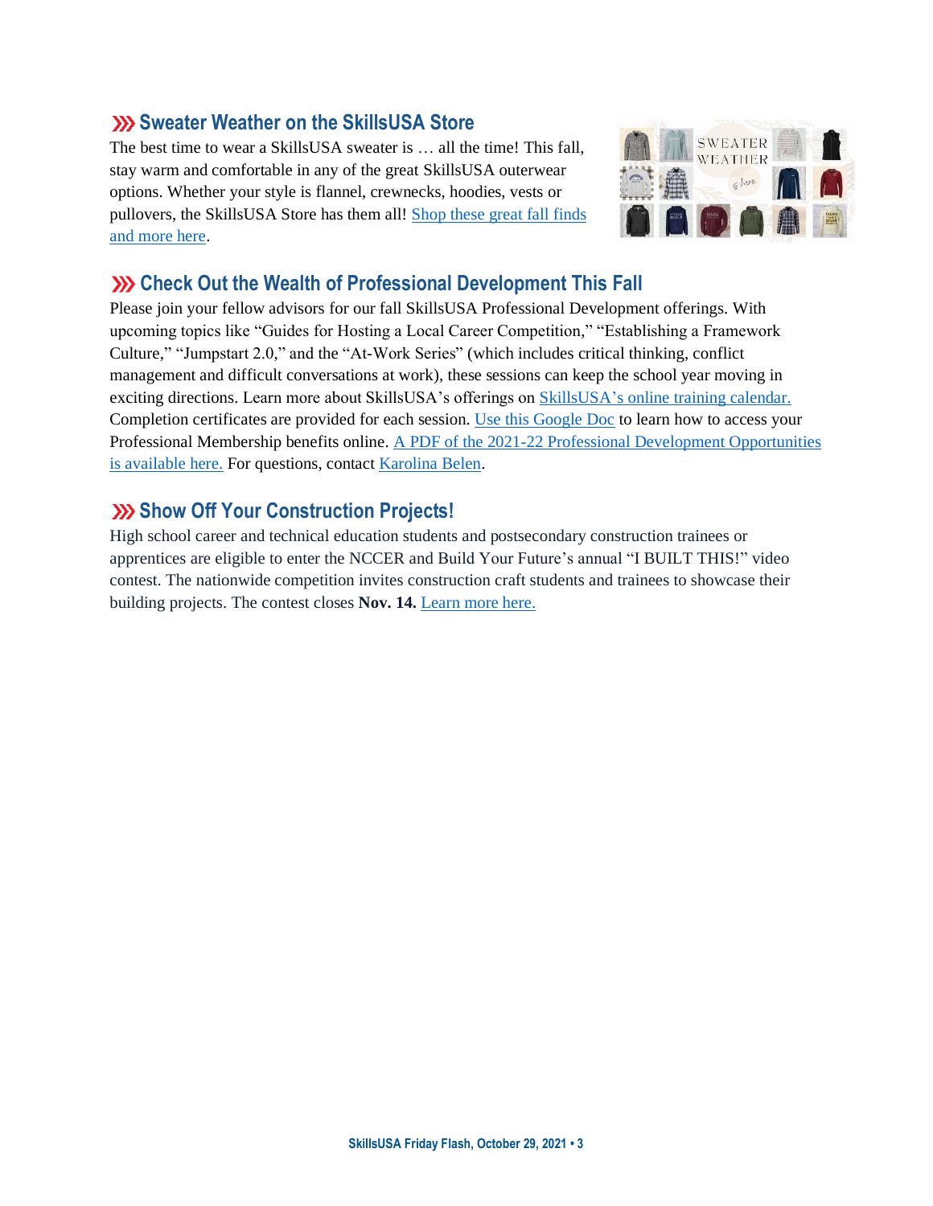## Sweater Weather on the SkillsUSA Store

The best time to wear a SkillsUSA sweater is … all the time! This fall, stay warm and comfortable in any of the great SkillsUSA outerwear options. Whether your style is flannel, crewnecks, hoodies, vests or pullovers, the SkillsUSA Store has them all! Shop these great fall finds and more here.

## Check Out the Wealth of Professional Development This Fall

Please join your fellow advisors for our fall SkillsUSA Professional Development offerings. With upcoming topics like "Guides for Hosting a Local Career Competition," "Establishing a Framework Culture," "Jumpstart 2.0," and the "At-Work Series" (which includes critical thinking, conflict management and difficult conversations at work), these sessions can keep the school year moving in exciting directions. Learn more about SkillsUSA's offerings on SkillsUSA's online training calendar. Completion certificates are provided for each session. Use this Google Doc to learn how to access your Professional Membership benefits online. A PDF of the 2021-22 Professional Development Opportunities is available here. For questions, contact Karolina Belen.

## Show Off Your Construction Projects!

High school career and technical education students and postsecondary construction trainees or apprentices are eligible to enter the NCCER and Build Your Future's annual "I BUILT THIS!" video contest. The nationwide competition invites construction craft students and trainees to showcase their building projects. The contest closes **Nov. 14.** Learn more here.